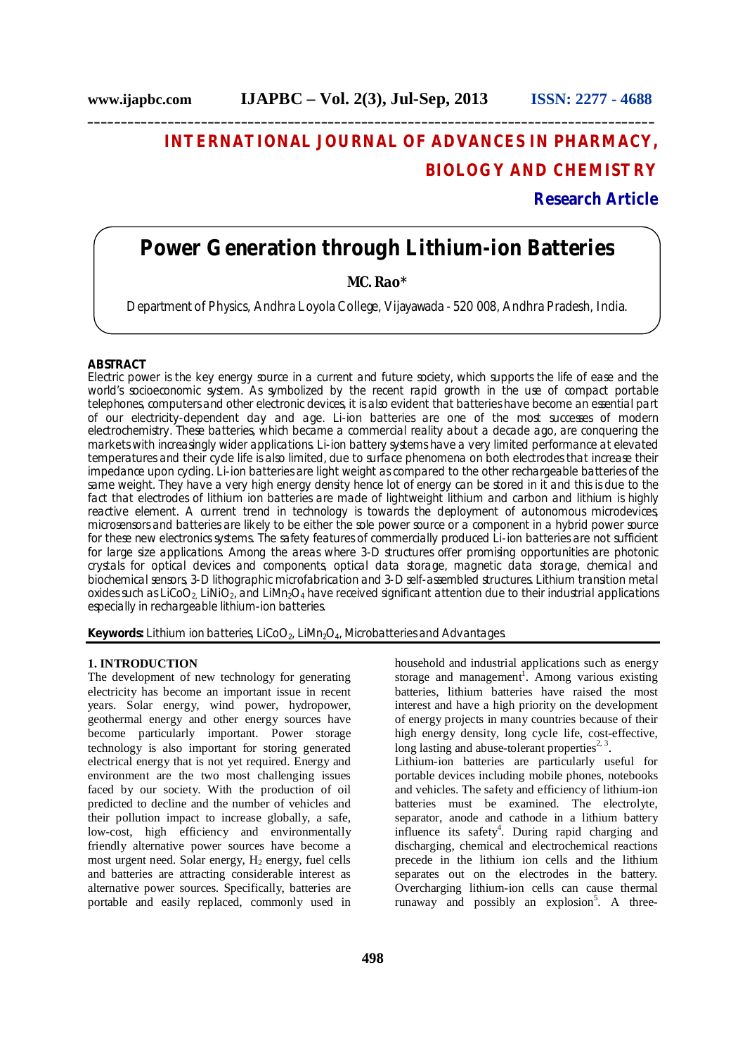# INTERNATIONAL JOURNAL OF ADVANCES IN PHARMACY, BIOLOGY AND CHEMISTRY

**Research Article**

# Power Generation through Lithium-ion Batteries

**MC. Rao***

Department of Physics, Andhra Loyola College, Vijayawada - 520 008, Andhra Pradesh, India.

## ABSTRACT

Electric power is the key energy source in a current and future society, which supports the life of ease and the world's socioeconomic system. As symbolized by the recent rapid growth in the use of compact portable telephones, computers and other electronic devices, it is also evident that batteries have become an essential part of our electricity-dependent day and age. Li-ion batteries are one of the most successes of modern electrochemistry. These batteries, which became a commercial reality about a decade ago, are conquering the markets with increasingly wider applications. Li-ion battery systems have a very limited performance at elevated temperatures and their cycle life is also limited, due to surface phenomena on both electrodes that increase their impedance upon cycling. Li-ion batteries are light weight as compared to the other rechargeable batteries of the same weight. They have a very high energy density hence lot of energy can be stored in it and this is due to the fact that electrodes of lithium ion batteries are made of lightweight lithium and carbon and lithium is highly reactive element. A current trend in technology is towards the deployment of autonomous microdevices, microsensors and batteries are likely to be either the sole power source or a component in a hybrid power source for these new electronics systems. The safety features of commercially produced Li-ion batteries are not sufficient for large size applications. Among the areas where 3-D structures offer promising opportunities are photonic crystals for optical devices and components, optical data storage, magnetic data storage, chemical and biochemical sensors, 3-D lithographic microfabrication and 3-D self-assembled structures. Lithium transition metal oxides such as $LiCoO_2$, $LiNiO_2$, and $LiMn_2O_4$ have received significant attention due to their industrial applications especially in rechargeable lithium-ion batteries.

**Keywords:** Lithium ion batteries, $LiCoO_2$, $LiMn_2O_4$, Microbatteries and Advantages.

## 1. INTRODUCTION

The development of new technology for generating electricity has become an important issue in recent years. Solar energy, wind power, hydropower, geothermal energy and other energy sources have become particularly important. Power storage technology is also important for storing generated electrical energy that is not yet required. Energy and environment are the two most challenging issues faced by our society. With the production of oil predicted to decline and the number of vehicles and their pollution impact to increase globally, a safe, low-cost, high efficiency and environmentally friendly alternative power sources have become a most urgent need. Solar energy, $H_2$ energy, fuel cells and batteries are attracting considerable interest as alternative power sources. Specifically, batteries are portable and easily replaced, commonly used in household and industrial applications such as energy storage and management[1]. Among various existing batteries, lithium batteries have raised the most interest and have a high priority on the development of energy projects in many countries because of their high energy density, long cycle life, cost-effective, long lasting and abuse-tolerant properties[2, 3].

Lithium-ion batteries are particularly useful for portable devices including mobile phones, notebooks and vehicles. The safety and efficiency of lithium-ion batteries must be examined. The electrolyte, separator, anode and cathode in a lithium battery influence its safety[4]. During rapid charging and discharging, chemical and electrochemical reactions precede in the lithium ion cells and the lithium separates out on the electrodes in the battery. Overcharging lithium-ion cells can cause thermal runaway and possibly an explosion[5]. A three-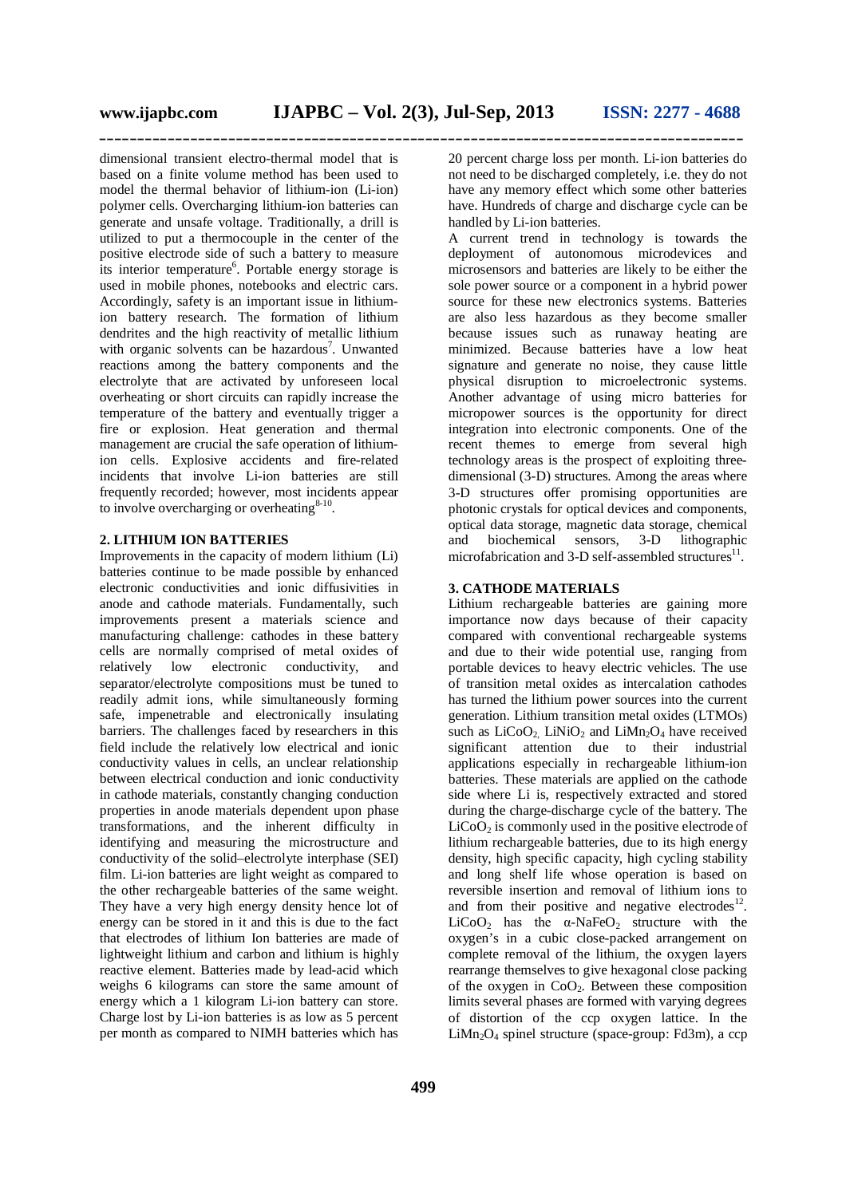dimensional transient electro-thermal model that is based on a finite volume method has been used to model the thermal behavior of lithium-ion (Li-ion) polymer cells. Overcharging lithium-ion batteries can generate and unsafe voltage. Traditionally, a drill is utilized to put a thermocouple in the center of the positive electrode side of such a battery to measure its interior temperature[6]. Portable energy storage is used in mobile phones, notebooks and electric cars. Accordingly, safety is an important issue in lithium-ion battery research. The formation of lithium dendrites and the high reactivity of metallic lithium with organic solvents can be hazardous[7]. Unwanted reactions among the battery components and the electrolyte that are activated by unforeseen local overheating or short circuits can rapidly increase the temperature of the battery and eventually trigger a fire or explosion. Heat generation and thermal management are crucial the safe operation of lithium-ion cells. Explosive accidents and fire-related incidents that involve Li-ion batteries are still frequently recorded; however, most incidents appear to involve overcharging or overheating[8-10].

## 2. LITHIUM ION BATTERIES

Improvements in the capacity of modern lithium (Li) batteries continue to be made possible by enhanced electronic conductivities and ionic diffusivities in anode and cathode materials. Fundamentally, such improvements present a materials science and manufacturing challenge: cathodes in these battery cells are normally comprised of metal oxides of relatively low electronic conductivity, and separator/electrolyte compositions must be tuned to readily admit ions, while simultaneously forming safe, impenetrable and electronically insulating barriers. The challenges faced by researchers in this field include the relatively low electrical and ionic conductivity values in cells, an unclear relationship between electrical conduction and ionic conductivity in cathode materials, constantly changing conduction properties in anode materials dependent upon phase transformations, and the inherent difficulty in identifying and measuring the microstructure and conductivity of the solid–electrolyte interphase (SEI) film. Li-ion batteries are light weight as compared to the other rechargeable batteries of the same weight. They have a very high energy density hence lot of energy can be stored in it and this is due to the fact that electrodes of lithium Ion batteries are made of lightweight lithium and carbon and lithium is highly reactive element. Batteries made by lead-acid which weighs 6 kilograms can store the same amount of energy which a 1 kilogram Li-ion battery can store. Charge lost by Li-ion batteries is as low as 5 percent per month as compared to NIMH batteries which has 20 percent charge loss per month. Li-ion batteries do not need to be discharged completely, i.e. they do not have any memory effect which some other batteries have. Hundreds of charge and discharge cycle can be handled by Li-ion batteries.

A current trend in technology is towards the deployment of autonomous microdevices and microsensors and batteries are likely to be either the sole power source or a component in a hybrid power source for these new electronics systems. Batteries are also less hazardous as they become smaller because issues such as runaway heating are minimized. Because batteries have a low heat signature and generate no noise, they cause little physical disruption to microelectronic systems. Another advantage of using micro batteries for micropower sources is the opportunity for direct integration into electronic components. One of the recent themes to emerge from several high technology areas is the prospect of exploiting three-dimensional (3-D) structures. Among the areas where 3-D structures offer promising opportunities are photonic crystals for optical devices and components, optical data storage, magnetic data storage, chemical and biochemical sensors, 3-D lithographic microfabrication and 3-D self-assembled structures[11].

## 3. CATHODE MATERIALS

Lithium rechargeable batteries are gaining more importance now days because of their capacity compared with conventional rechargeable systems and due to their wide potential use, ranging from portable devices to heavy electric vehicles. The use of transition metal oxides as intercalation cathodes has turned the lithium power sources into the current generation. Lithium transition metal oxides (LTMOs) such as $LiCoO_2$, $LiNiO_2$ and $LiMn_2O_4$ have received significant attention due to their industrial applications especially in rechargeable lithium-ion batteries. These materials are applied on the cathode side where Li is, respectively extracted and stored during the charge-discharge cycle of the battery. The $LiCoO_2$ is commonly used in the positive electrode of lithium rechargeable batteries, due to its high energy density, high specific capacity, high cycling stability and long shelf life whose operation is based on reversible insertion and removal of lithium ions to and from their positive and negative electrodes[12]. $LiCoO_2$ has the α-$NaFeO_2$ structure with the oxygen's in a cubic close-packed arrangement on complete removal of the lithium, the oxygen layers rearrange themselves to give hexagonal close packing of the oxygen in $CoO_2$. Between these composition limits several phases are formed with varying degrees of distortion of the ccp oxygen lattice. In the $LiMn_2O_4$ spinel structure (space-group: Fd3m), a ccp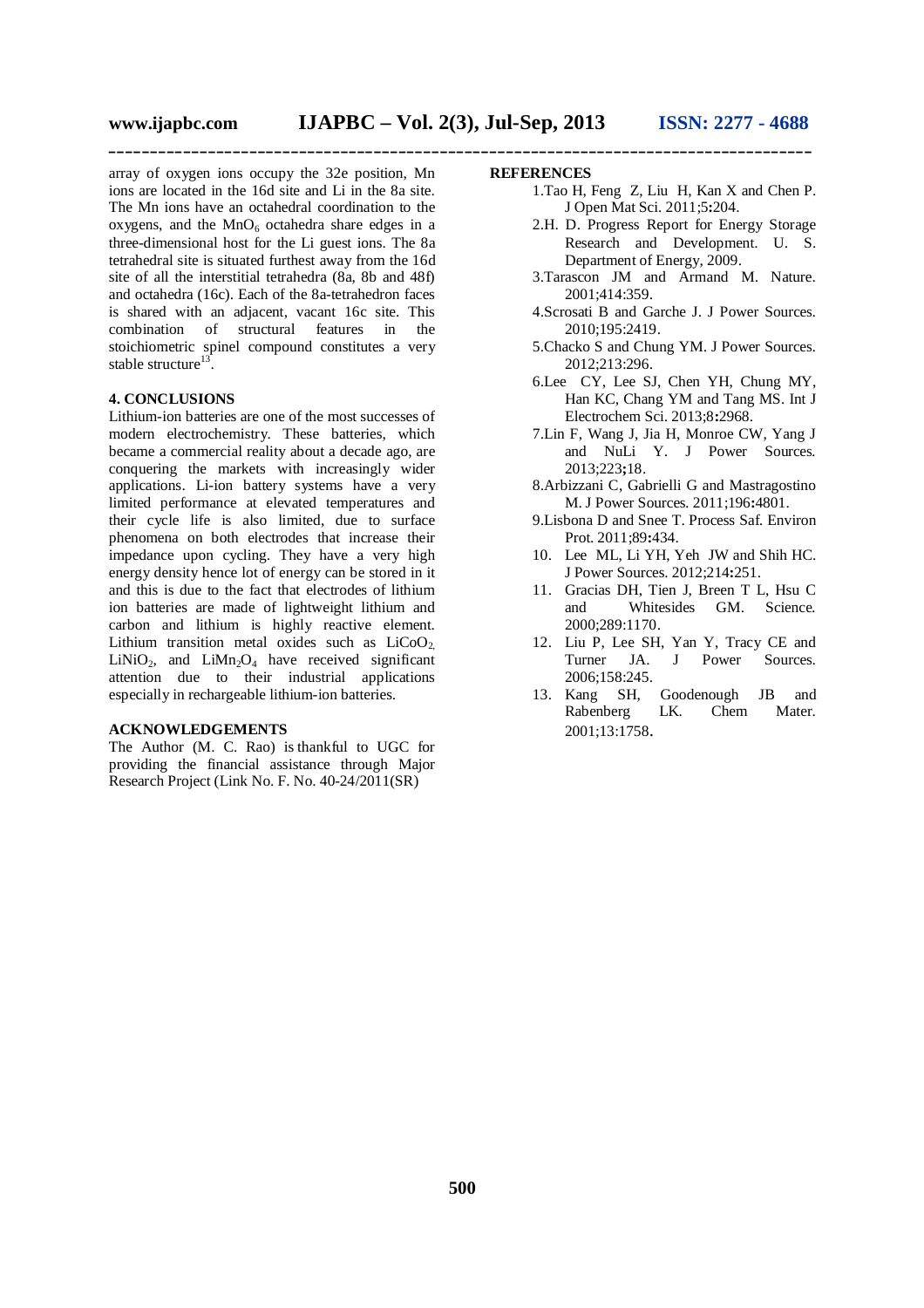array of oxygen ions occupy the 32e position, Mn ions are located in the 16d site and Li in the 8a site. The Mn ions have an octahedral coordination to the oxygens, and the $MnO_6$ octahedra share edges in a three-dimensional host for the Li guest ions. The 8a tetrahedral site is situated furthest away from the 16d site of all the interstitial tetrahedra (8a, 8b and 48f) and octahedra (16c). Each of the 8a-tetrahedron faces is shared with an adjacent, vacant 16c site. This combination of structural features in the stoichiometric spinel compound constitutes a very stable structure[13].

## 4. CONCLUSIONS

Lithium-ion batteries are one of the most successes of modern electrochemistry. These batteries, which became a commercial reality about a decade ago, are conquering the markets with increasingly wider applications. Li-ion battery systems have a very limited performance at elevated temperatures and their cycle life is also limited, due to surface phenomena on both electrodes that increase their impedance upon cycling. They have a very high energy density hence lot of energy can be stored in it and this is due to the fact that electrodes of lithium ion batteries are made of lightweight lithium and carbon and lithium is highly reactive element. Lithium transition metal oxides such as $LiCoO_2$, $LiNiO_2$, and $LiMn_2O_4$ have received significant attention due to their industrial applications especially in rechargeable lithium-ion batteries.

## ACKNOWLEDGEMENTS

The Author (M. C. Rao) is thankful to UGC for providing the financial assistance through Major Research Project (Link No. F. No. 40-24/2011(SR)

## REFERENCES

1. Tao H, Feng Z, Liu H, Kan X and Chen P. J Open Mat Sci. 2011;5:204.
2. H. D. Progress Report for Energy Storage Research and Development. U. S. Department of Energy, 2009.
3. Tarascon JM and Armand M. Nature. 2001;414:359.
4. Scrosati B and Garche J. J Power Sources. 2010;195:2419.
5. Chacko S and Chung YM. J Power Sources. 2012;213:296.
6. Lee CY, Lee SJ, Chen YH, Chung MY, Han KC, Chang YM and Tang MS. Int J Electrochem Sci. 2013;8:2968.
7. Lin F, Wang J, Jia H, Monroe CW, Yang J and NuLi Y. J Power Sources. 2013;223;18.
8. Arbizzani C, Gabrielli G and Mastragostino M. J Power Sources. 2011;196:4801.
9. Lisbona D and Snee T. Process Saf. Environ Prot. 2011;89:434.
10. Lee ML, Li YH, Yeh JW and Shih HC. J Power Sources. 2012;214:251.
11. Gracias DH, Tien J, Breen T L, Hsu C and Whitesides GM. Science. 2000;289:1170.
12. Liu P, Lee SH, Yan Y, Tracy CE and Turner JA. J Power Sources. 2006;158:245.
13. Kang SH, Goodenough JB and Rabenberg LK. Chem Mater. 2001;13:1758.